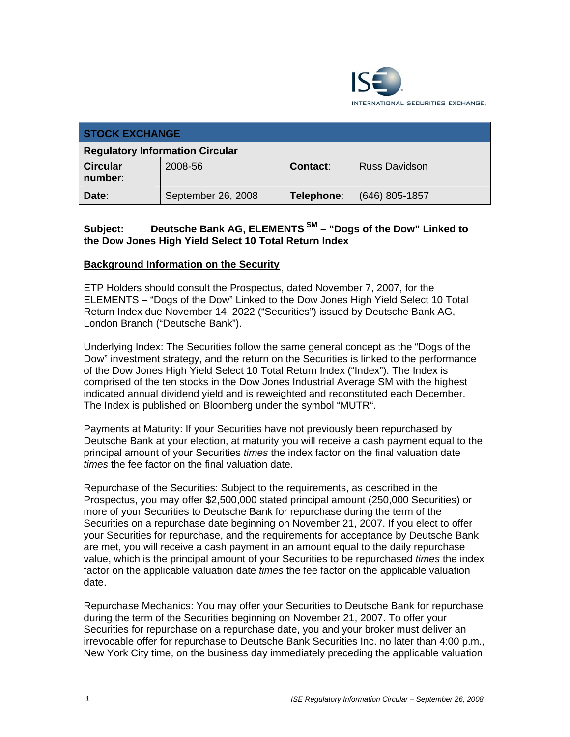ISE INTERNATIONAL SECURITIES EXCHANGE.

| STOCK EXCHANGE | | | |
|---|---|---|---|
| **Regulatory Information Circular** | | | |
| **Circular number**: | 2008-56 | **Contact**: | Russ Davidson |
| **Date**: | September 26, 2008 | **Telephone**: | (646) 805-1857 |

**Subject: Deutsche Bank AG, ELEMENTS SM – "Dogs of the Dow" Linked to the Dow Jones High Yield Select 10 Total Return Index**

## Background Information on the Security

ETP Holders should consult the Prospectus, dated November 7, 2007, for the ELEMENTS – "Dogs of the Dow" Linked to the Dow Jones High Yield Select 10 Total Return Index due November 14, 2022 ("Securities") issued by Deutsche Bank AG, London Branch ("Deutsche Bank").

Underlying Index: The Securities follow the same general concept as the "Dogs of the Dow" investment strategy, and the return on the Securities is linked to the performance of the Dow Jones High Yield Select 10 Total Return Index ("Index"). The Index is comprised of the ten stocks in the Dow Jones Industrial Average SM with the highest indicated annual dividend yield and is reweighted and reconstituted each December. The Index is published on Bloomberg under the symbol "MUTR".

Payments at Maturity: If your Securities have not previously been repurchased by Deutsche Bank at your election, at maturity you will receive a cash payment equal to the principal amount of your Securities *times* the index factor on the final valuation date *times* the fee factor on the final valuation date.

Repurchase of the Securities: Subject to the requirements, as described in the Prospectus, you may offer $2,500,000 stated principal amount (250,000 Securities) or more of your Securities to Deutsche Bank for repurchase during the term of the Securities on a repurchase date beginning on November 21, 2007. If you elect to offer your Securities for repurchase, and the requirements for acceptance by Deutsche Bank are met, you will receive a cash payment in an amount equal to the daily repurchase value, which is the principal amount of your Securities to be repurchased *times* the index factor on the applicable valuation date *times* the fee factor on the applicable valuation date.

Repurchase Mechanics: You may offer your Securities to Deutsche Bank for repurchase during the term of the Securities beginning on November 21, 2007. To offer your Securities for repurchase on a repurchase date, you and your broker must deliver an irrevocable offer for repurchase to Deutsche Bank Securities Inc. no later than 4:00 p.m., New York City time, on the business day immediately preceding the applicable valuation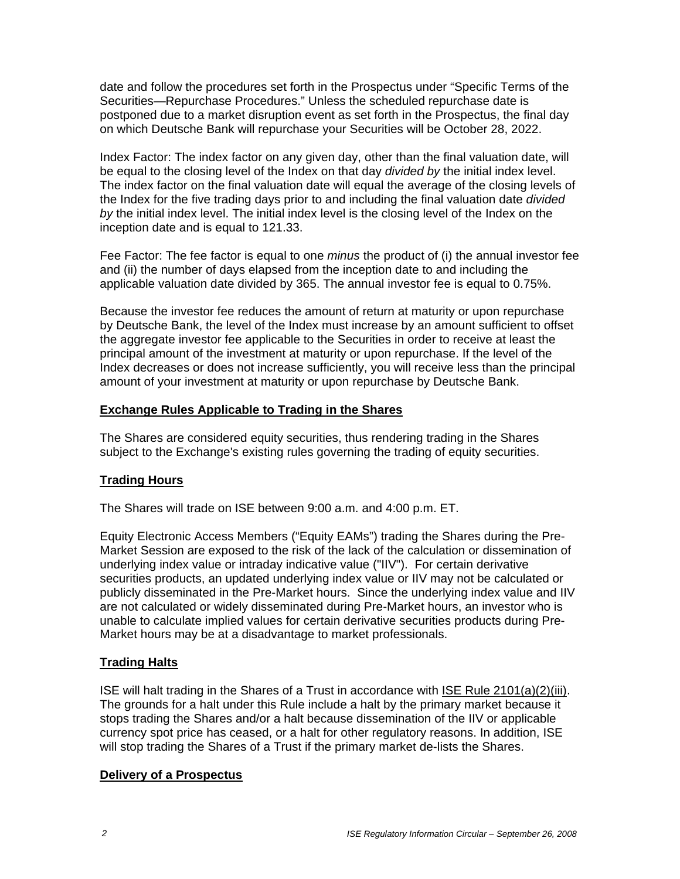date and follow the procedures set forth in the Prospectus under "Specific Terms of the Securities—Repurchase Procedures." Unless the scheduled repurchase date is postponed due to a market disruption event as set forth in the Prospectus, the final day on which Deutsche Bank will repurchase your Securities will be October 28, 2022.

Index Factor: The index factor on any given day, other than the final valuation date, will be equal to the closing level of the Index on that day *divided by* the initial index level. The index factor on the final valuation date will equal the average of the closing levels of the Index for the five trading days prior to and including the final valuation date *divided by* the initial index level. The initial index level is the closing level of the Index on the inception date and is equal to 121.33.

Fee Factor: The fee factor is equal to one *minus* the product of (i) the annual investor fee and (ii) the number of days elapsed from the inception date to and including the applicable valuation date divided by 365. The annual investor fee is equal to 0.75%.

Because the investor fee reduces the amount of return at maturity or upon repurchase by Deutsche Bank, the level of the Index must increase by an amount sufficient to offset the aggregate investor fee applicable to the Securities in order to receive at least the principal amount of the investment at maturity or upon repurchase. If the level of the Index decreases or does not increase sufficiently, you will receive less than the principal amount of your investment at maturity or upon repurchase by Deutsche Bank.

## Exchange Rules Applicable to Trading in the Shares

The Shares are considered equity securities, thus rendering trading in the Shares subject to the Exchange's existing rules governing the trading of equity securities.

## Trading Hours

The Shares will trade on ISE between 9:00 a.m. and 4:00 p.m. ET.

Equity Electronic Access Members ("Equity EAMs") trading the Shares during the Pre-Market Session are exposed to the risk of the lack of the calculation or dissemination of underlying index value or intraday indicative value ("IIV"). For certain derivative securities products, an updated underlying index value or IIV may not be calculated or publicly disseminated in the Pre-Market hours. Since the underlying index value and IIV are not calculated or widely disseminated during Pre-Market hours, an investor who is unable to calculate implied values for certain derivative securities products during Pre-Market hours may be at a disadvantage to market professionals.

## Trading Halts

ISE will halt trading in the Shares of a Trust in accordance with ISE Rule 2101(a)(2)(iii). The grounds for a halt under this Rule include a halt by the primary market because it stops trading the Shares and/or a halt because dissemination of the IIV or applicable currency spot price has ceased, or a halt for other regulatory reasons. In addition, ISE will stop trading the Shares of a Trust if the primary market de-lists the Shares.

## Delivery of a Prospectus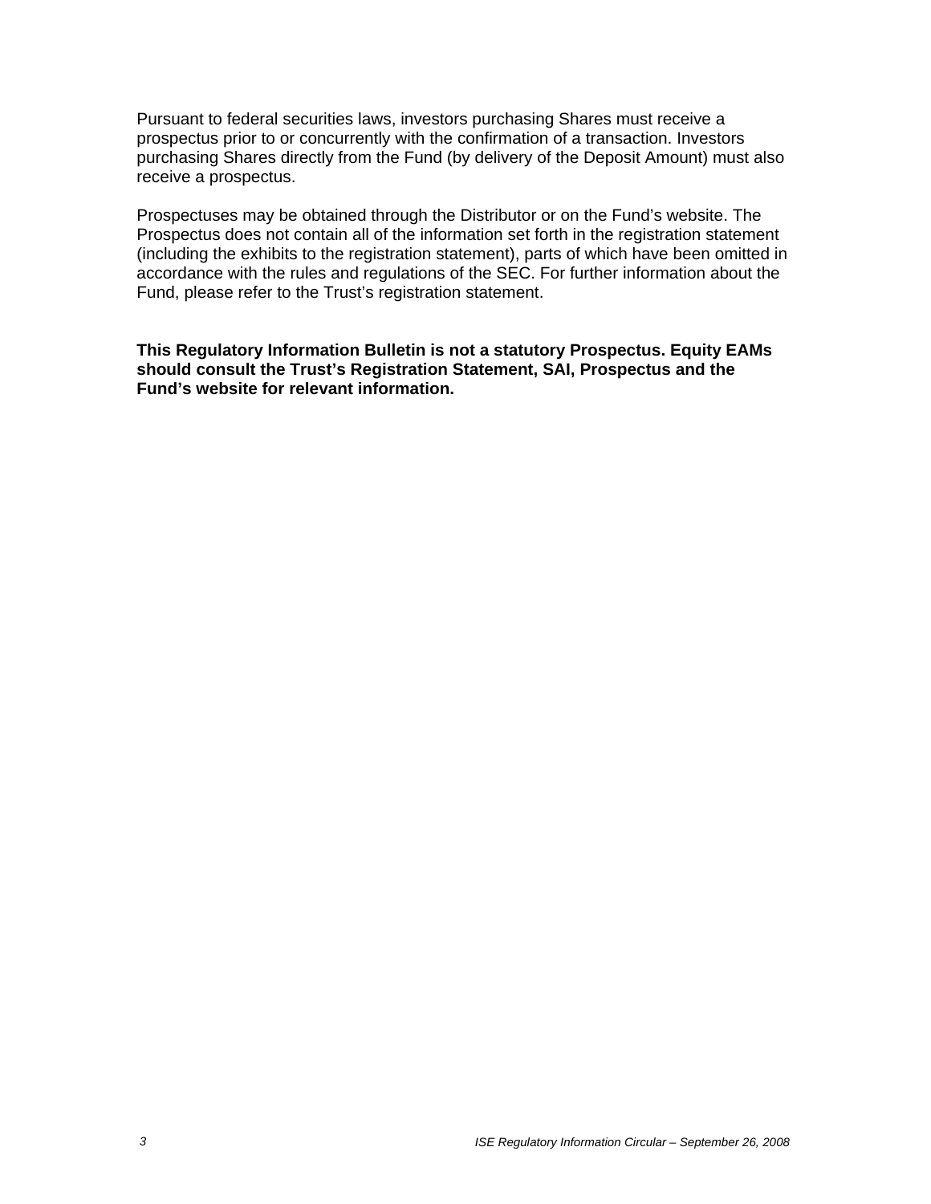Pursuant to federal securities laws, investors purchasing Shares must receive a prospectus prior to or concurrently with the confirmation of a transaction. Investors purchasing Shares directly from the Fund (by delivery of the Deposit Amount) must also receive a prospectus.

Prospectuses may be obtained through the Distributor or on the Fund's website. The Prospectus does not contain all of the information set forth in the registration statement (including the exhibits to the registration statement), parts of which have been omitted in accordance with the rules and regulations of the SEC. For further information about the Fund, please refer to the Trust's registration statement.

**This Regulatory Information Bulletin is not a statutory Prospectus. Equity EAMs should consult the Trust's Registration Statement, SAI, Prospectus and the Fund's website for relevant information.**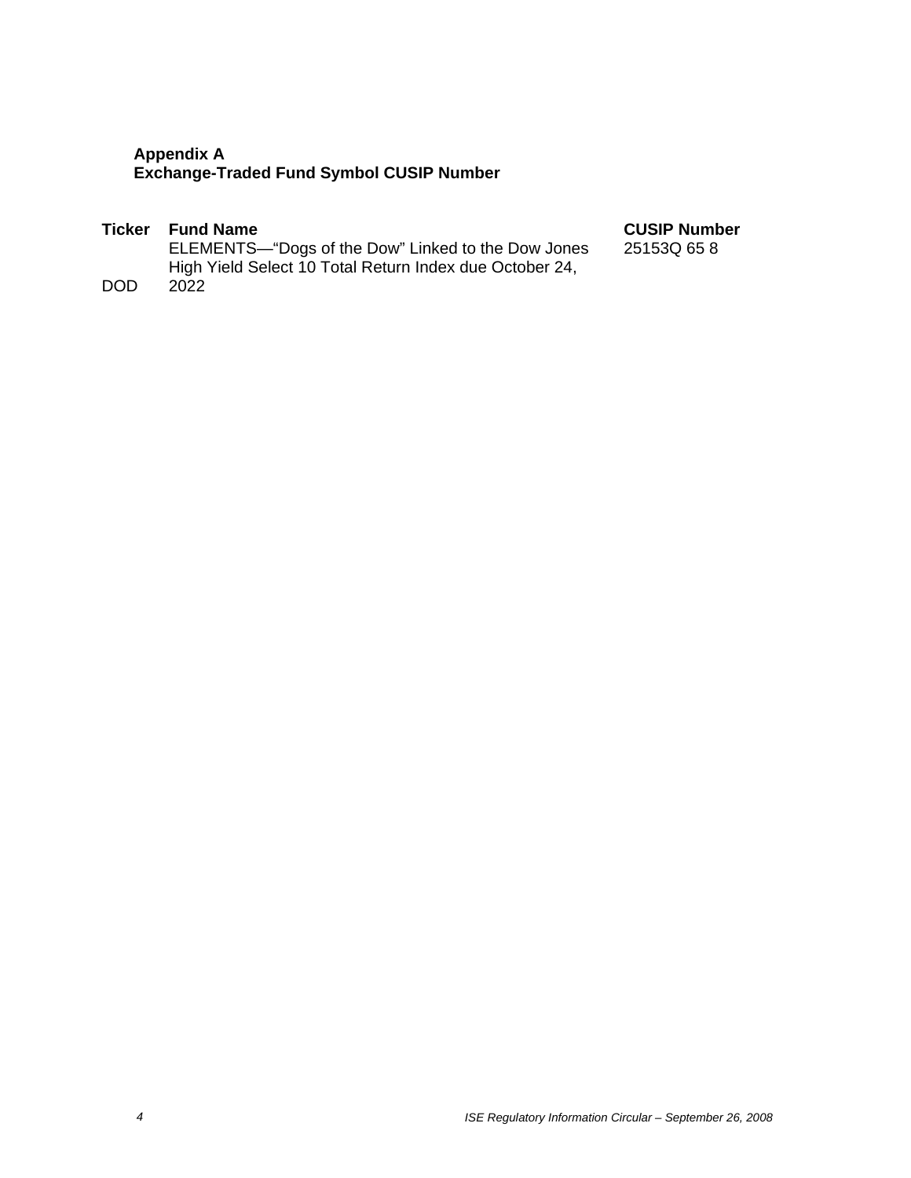**Appendix A**
**Exchange-Traded Fund Symbol CUSIP Number**

| Ticker | Fund Name | CUSIP Number |
|---|---|---|
| DOD | ELEMENTS—"Dogs of the Dow" Linked to the Dow Jones High Yield Select 10 Total Return Index due October 24, 2022 | 25153Q 65 8 |